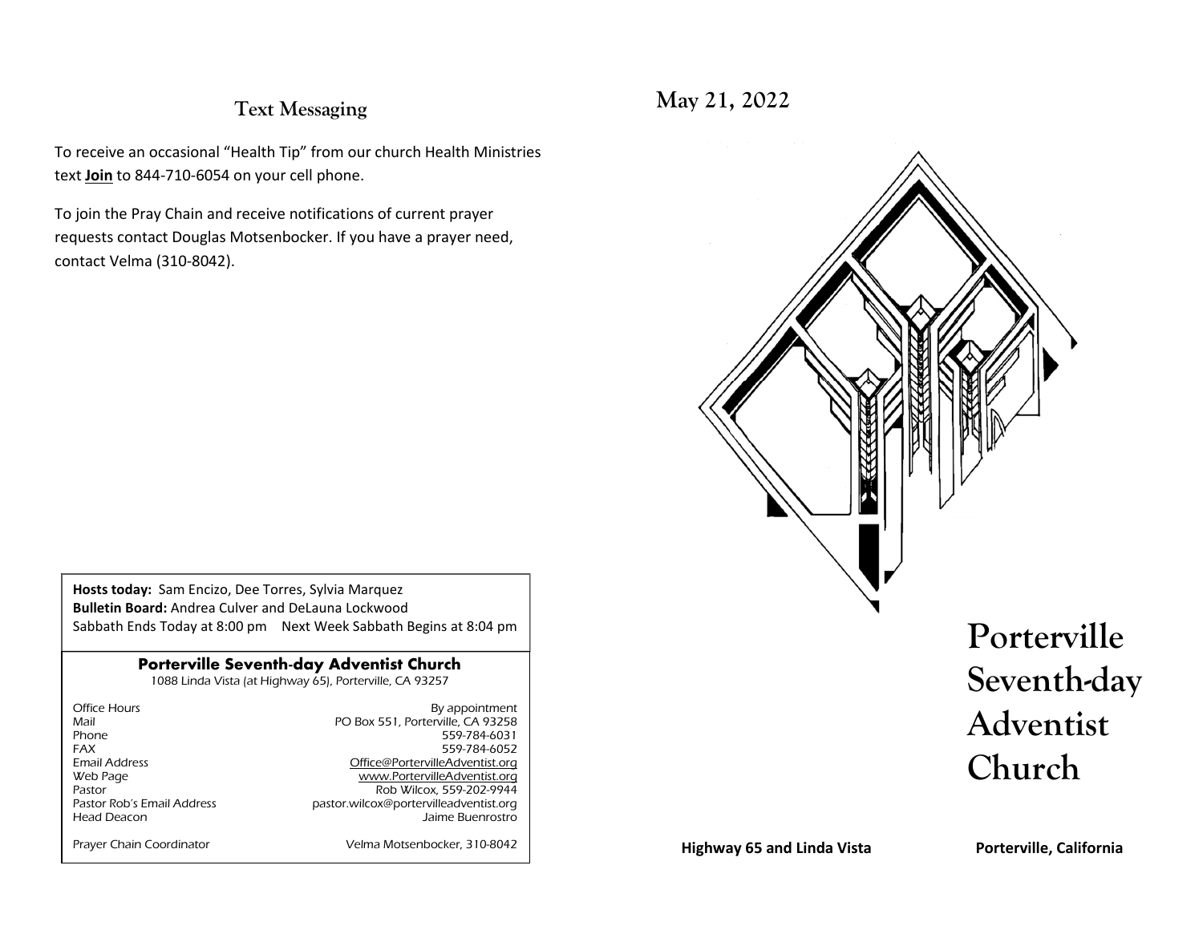## Text Messaging

To receive an occasional "Health Tip" from our church Health Ministries text **Join** to 844-710-6054 on your cell phone.

To join the Pray Chain and receive notifications of current prayer requests contact Douglas Motsenbocker. If you have a prayer need, contact Velma (310-8042).

**Hosts today:** Sam Encizo, Dee Torres, Sylvia Marquez
**Bulletin Board:** Andrea Culver and DeLauna Lockwood
Sabbath Ends Today at 8:00 pm    Next Week Sabbath Begins at 8:04 pm

**Porterville Seventh-day Adventist Church**
1088 Linda Vista (at Highway 65), Porterville, CA 93257

| | |
|---|---|
| Office Hours | By appointment |
| Mail | PO Box 551, Porterville, CA 93258 |
| Phone | 559-784-6031 |
| FAX | 559-784-6052 |
| Email Address | Office@PortervilleAdventist.org |
| Web Page | www.PortervilleAdventist.org |
| Pastor | Rob Wilcox, 559-202-9944 |
| Pastor Rob's Email Address | pastor.wilcox@portervilleadventist.org |
| Head Deacon | Jaime Buenrostro |
| Prayer Chain Coordinator | Velma Motsenbocker, 310-8042 |

## May 21, 2022

# Porterville Seventh-day Adventist Church

**Highway 65 and Linda Vista** **Porterville, California**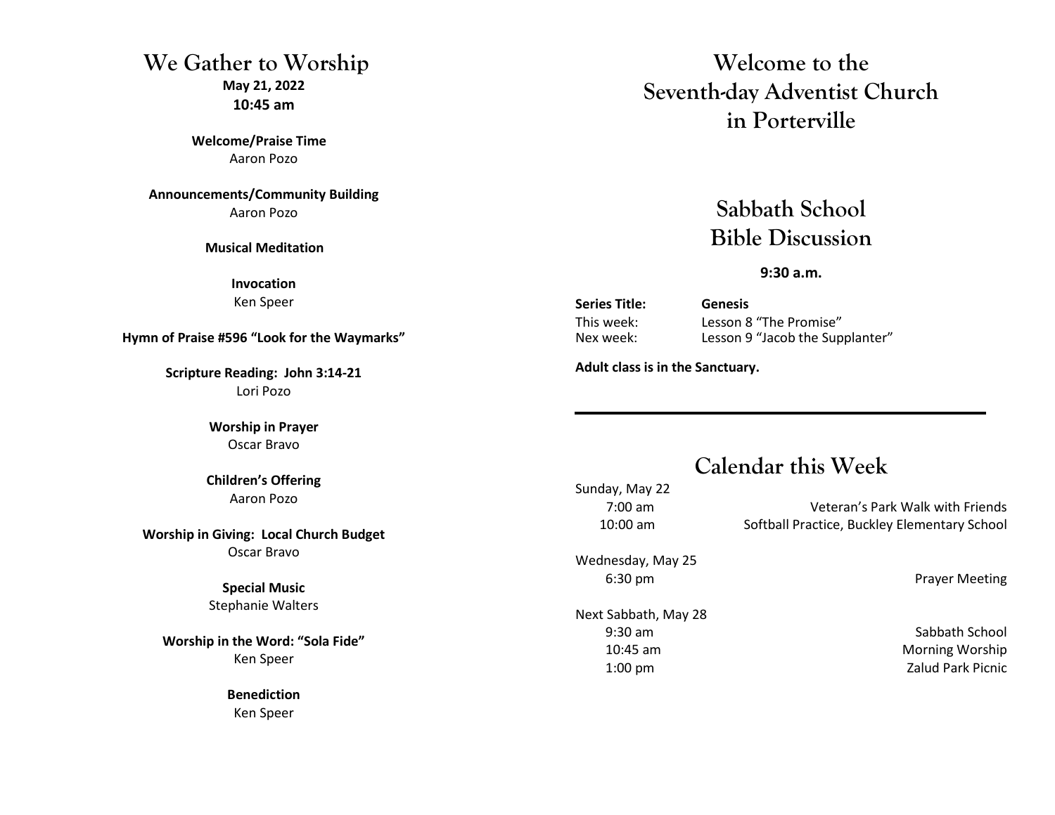# We Gather to Worship

**May 21, 2022**
**10:45 am**

**Welcome/Praise Time**
Aaron Pozo

**Announcements/Community Building**
Aaron Pozo

**Musical Meditation**

**Invocation**
Ken Speer

**Hymn of Praise #596 "Look for the Waymarks"**

**Scripture Reading: John 3:14-21**
Lori Pozo

**Worship in Prayer**
Oscar Bravo

**Children's Offering**
Aaron Pozo

**Worship in Giving: Local Church Budget**
Oscar Bravo

**Special Music**
Stephanie Walters

**Worship in the Word: "Sola Fide"**
Ken Speer

**Benediction**
Ken Speer

# Welcome to the Seventh-day Adventist Church in Porterville

## Sabbath School Bible Discussion

**9:30 a.m.**

**Series Title:** **Genesis**
This week: Lesson 8 "The Promise"
Nex week: Lesson 9 "Jacob the Supplanter"

**Adult class is in the Sanctuary.**

---

## Calendar this Week

Sunday, May 22
- 7:00 am — Veteran's Park Walk with Friends
- 10:00 am — Softball Practice, Buckley Elementary School

Wednesday, May 25
- 6:30 pm — Prayer Meeting

Next Sabbath, May 28
- 9:30 am — Sabbath School
- 10:45 am — Morning Worship
- 1:00 pm — Zalud Park Picnic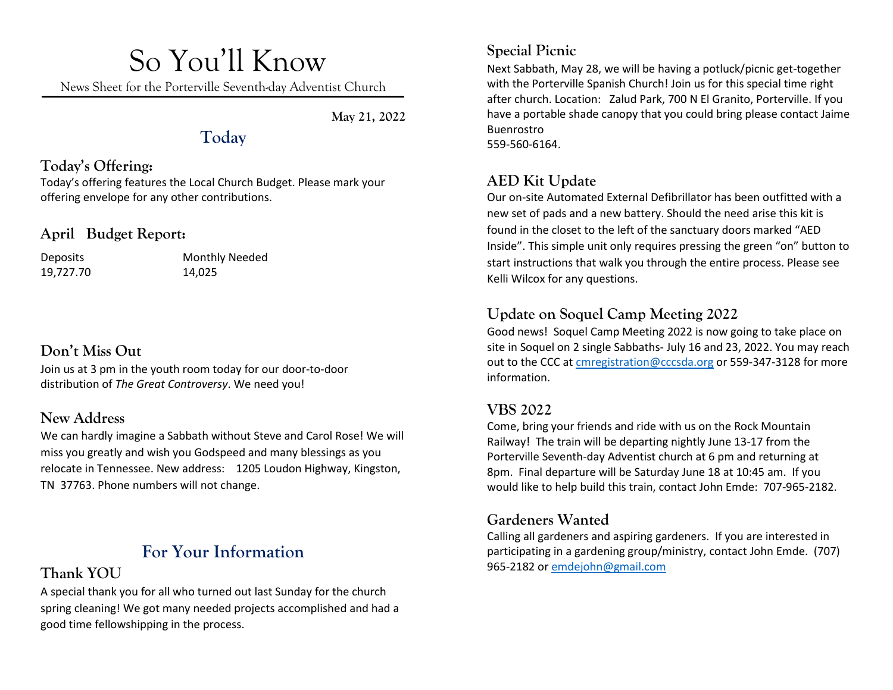# So You'll Know

News Sheet for the Porterville Seventh-day Adventist Church

**May 21, 2022**

## Today

### Today's Offering:

Today's offering features the Local Church Budget. Please mark your offering envelope for any other contributions.

### April Budget Report:

| Deposits | Monthly Needed |
|---|---|
| 19,727.70 | 14,025 |

### Don't Miss Out

Join us at 3 pm in the youth room today for our door-to-door distribution of *The Great Controversy*. We need you!

### New Address

We can hardly imagine a Sabbath without Steve and Carol Rose! We will miss you greatly and wish you Godspeed and many blessings as you relocate in Tennessee. New address: 1205 Loudon Highway, Kingston, TN 37763. Phone numbers will not change.

## For Your Information

### Thank YOU

A special thank you for all who turned out last Sunday for the church spring cleaning! We got many needed projects accomplished and had a good time fellowshipping in the process.

### Special Picnic

Next Sabbath, May 28, we will be having a potluck/picnic get-together with the Porterville Spanish Church! Join us for this special time right after church. Location: Zalud Park, 700 N El Granito, Porterville. If you have a portable shade canopy that you could bring please contact Jaime Buenrostro 559-560-6164.

### AED Kit Update

Our on-site Automated External Defibrillator has been outfitted with a new set of pads and a new battery. Should the need arise this kit is found in the closet to the left of the sanctuary doors marked "AED Inside". This simple unit only requires pressing the green "on" button to start instructions that walk you through the entire process. Please see Kelli Wilcox for any questions.

### Update on Soquel Camp Meeting 2022

Good news! Soquel Camp Meeting 2022 is now going to take place on site in Soquel on 2 single Sabbaths- July 16 and 23, 2022. You may reach out to the CCC at cmregistration@cccsda.org or 559-347-3128 for more information.

### VBS 2022

Come, bring your friends and ride with us on the Rock Mountain Railway! The train will be departing nightly June 13-17 from the Porterville Seventh-day Adventist church at 6 pm and returning at 8pm. Final departure will be Saturday June 18 at 10:45 am. If you would like to help build this train, contact John Emde: 707-965-2182.

### Gardeners Wanted

Calling all gardeners and aspiring gardeners. If you are interested in participating in a gardening group/ministry, contact John Emde. (707) 965-2182 or emdejohn@gmail.com